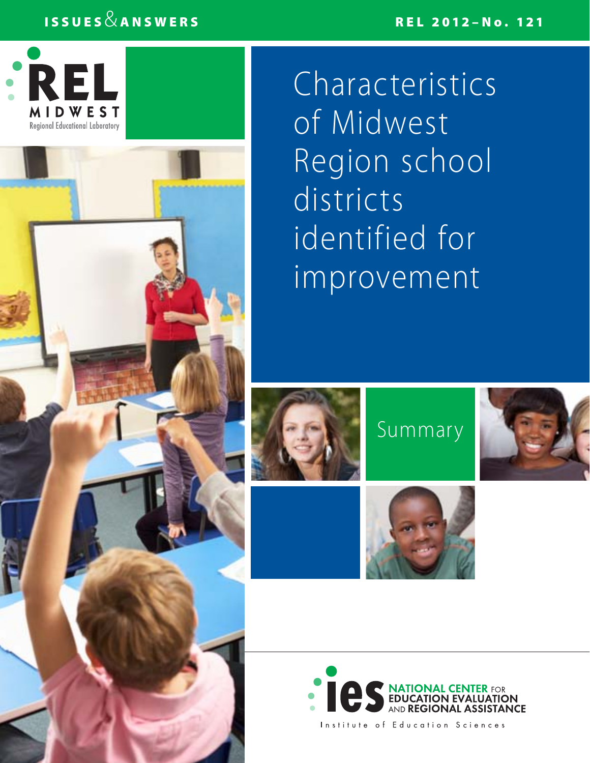ISSUES & ANSWERS

REL 2012–No. 121

REL MIDWEST
Regional Educational Laboratory

# Characteristics of Midwest Region school districts identified for improvement

## Summary

ies NATIONAL CENTER FOR EDUCATION EVALUATION AND REGIONAL ASSISTANCE

Institute of Education Sciences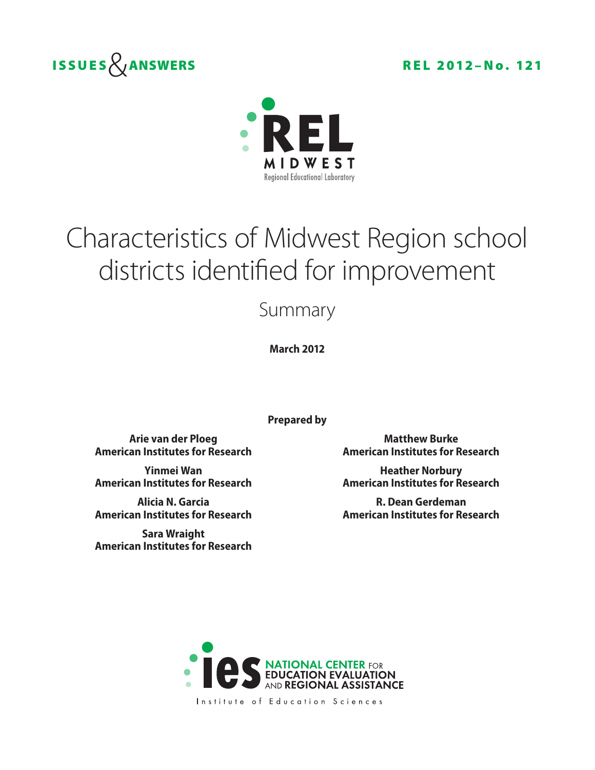ISSUES & ANSWERS

REL 2012–No. 121

REL MIDWEST
Regional Educational Laboratory

# Characteristics of Midwest Region school districts identified for improvement

## Summary

**March 2012**

**Prepared by**

**Arie van der Ploeg**
**American Institutes for Research**

**Yinmei Wan**
**American Institutes for Research**

**Alicia N. Garcia**
**American Institutes for Research**

**Sara Wraight**
**American Institutes for Research**

**Matthew Burke**
**American Institutes for Research**

**Heather Norbury**
**American Institutes for Research**

**R. Dean Gerdeman**
**American Institutes for Research**

ies NATIONAL CENTER FOR EDUCATION EVALUATION AND REGIONAL ASSISTANCE
Institute of Education Sciences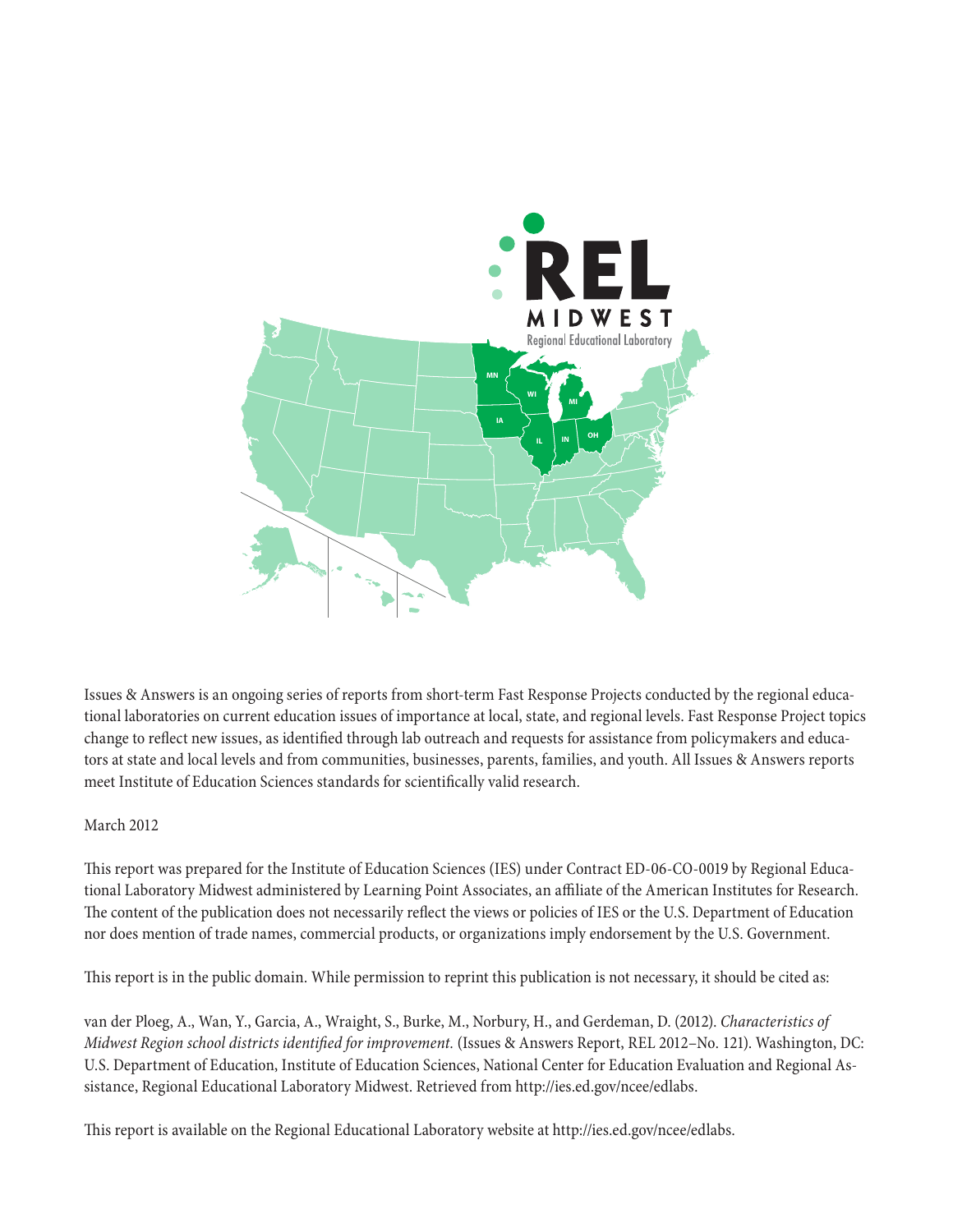Issues & Answers is an ongoing series of reports from short-term Fast Response Projects conducted by the regional educational laboratories on current education issues of importance at local, state, and regional levels. Fast Response Project topics change to reflect new issues, as identified through lab outreach and requests for assistance from policymakers and educators at state and local levels and from communities, businesses, parents, families, and youth. All Issues & Answers reports meet Institute of Education Sciences standards for scientifically valid research.

March 2012

This report was prepared for the Institute of Education Sciences (IES) under Contract ED-06-CO-0019 by Regional Educational Laboratory Midwest administered by Learning Point Associates, an affiliate of the American Institutes for Research. The content of the publication does not necessarily reflect the views or policies of IES or the U.S. Department of Education nor does mention of trade names, commercial products, or organizations imply endorsement by the U.S. Government.

This report is in the public domain. While permission to reprint this publication is not necessary, it should be cited as:

van der Ploeg, A., Wan, Y., Garcia, A., Wraight, S., Burke, M., Norbury, H., and Gerdeman, D. (2012). *Characteristics of Midwest Region school districts identified for improvement.* (Issues & Answers Report, REL 2012–No. 121). Washington, DC: U.S. Department of Education, Institute of Education Sciences, National Center for Education Evaluation and Regional Assistance, Regional Educational Laboratory Midwest. Retrieved from http://ies.ed.gov/ncee/edlabs.

This report is available on the Regional Educational Laboratory website at http://ies.ed.gov/ncee/edlabs.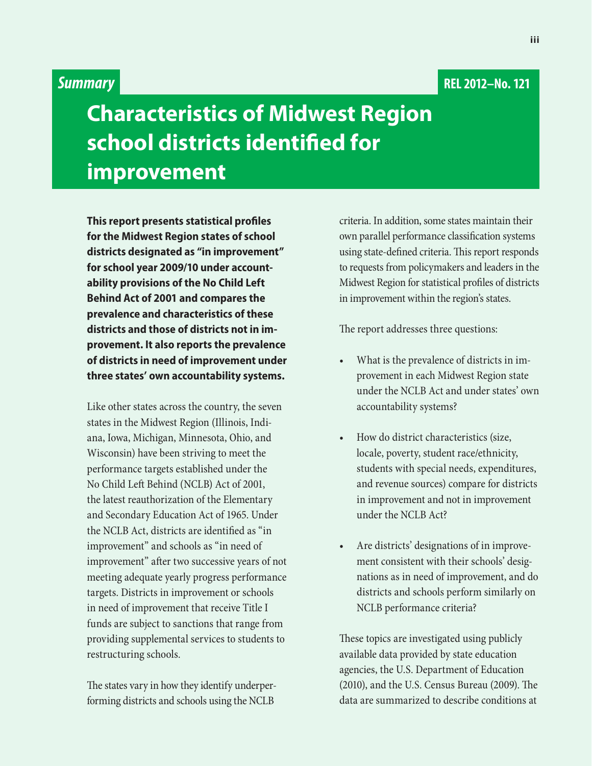*Summary*

REL 2012–No. 121

# Characteristics of Midwest Region school districts identified for improvement

**This report presents statistical profiles for the Midwest Region states of school districts designated as "in improvement" for school year 2009/10 under accountability provisions of the No Child Left Behind Act of 2001 and compares the prevalence and characteristics of these districts and those of districts not in improvement. It also reports the prevalence of districts in need of improvement under three states' own accountability systems.**

Like other states across the country, the seven states in the Midwest Region (Illinois, Indiana, Iowa, Michigan, Minnesota, Ohio, and Wisconsin) have been striving to meet the performance targets established under the No Child Left Behind (NCLB) Act of 2001, the latest reauthorization of the Elementary and Secondary Education Act of 1965. Under the NCLB Act, districts are identified as "in improvement" and schools as "in need of improvement" after two successive years of not meeting adequate yearly progress performance targets. Districts in improvement or schools in need of improvement that receive Title I funds are subject to sanctions that range from providing supplemental services to students to restructuring schools.

The states vary in how they identify underperforming districts and schools using the NCLB criteria. In addition, some states maintain their own parallel performance classification systems using state-defined criteria. This report responds to requests from policymakers and leaders in the Midwest Region for statistical profiles of districts in improvement within the region's states.

The report addresses three questions:

- What is the prevalence of districts in improvement in each Midwest Region state under the NCLB Act and under states' own accountability systems?
- How do district characteristics (size, locale, poverty, student race/ethnicity, students with special needs, expenditures, and revenue sources) compare for districts in improvement and not in improvement under the NCLB Act?
- Are districts' designations of in improvement consistent with their schools' designations as in need of improvement, and do districts and schools perform similarly on NCLB performance criteria?

These topics are investigated using publicly available data provided by state education agencies, the U.S. Department of Education (2010), and the U.S. Census Bureau (2009). The data are summarized to describe conditions at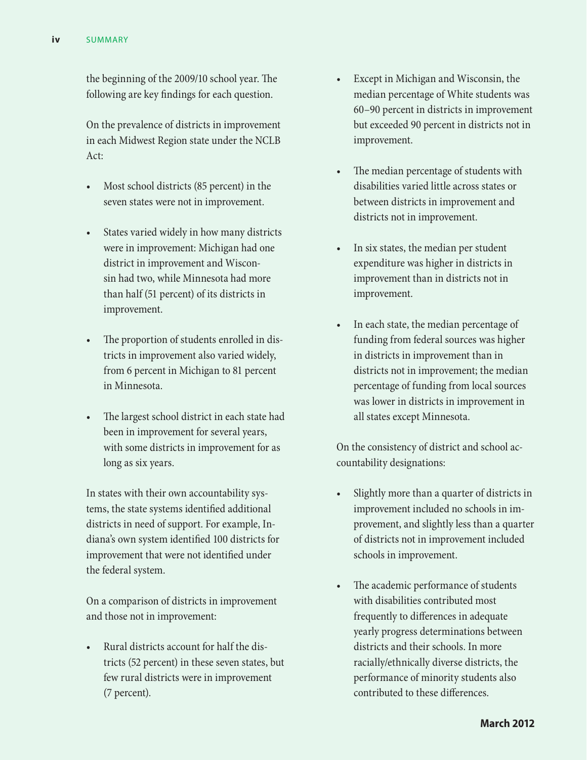the beginning of the 2009/10 school year. The following are key findings for each question.

On the prevalence of districts in improvement in each Midwest Region state under the NCLB Act:

- Most school districts (85 percent) in the seven states were not in improvement.
- States varied widely in how many districts were in improvement: Michigan had one district in improvement and Wisconsin had two, while Minnesota had more than half (51 percent) of its districts in improvement.
- The proportion of students enrolled in districts in improvement also varied widely, from 6 percent in Michigan to 81 percent in Minnesota.
- The largest school district in each state had been in improvement for several years, with some districts in improvement for as long as six years.

In states with their own accountability systems, the state systems identified additional districts in need of support. For example, Indiana's own system identified 100 districts for improvement that were not identified under the federal system.

On a comparison of districts in improvement and those not in improvement:

- Rural districts account for half the districts (52 percent) in these seven states, but few rural districts were in improvement (7 percent).
- Except in Michigan and Wisconsin, the median percentage of White students was 60–90 percent in districts in improvement but exceeded 90 percent in districts not in improvement.
- The median percentage of students with disabilities varied little across states or between districts in improvement and districts not in improvement.
- In six states, the median per student expenditure was higher in districts in improvement than in districts not in improvement.
- In each state, the median percentage of funding from federal sources was higher in districts in improvement than in districts not in improvement; the median percentage of funding from local sources was lower in districts in improvement in all states except Minnesota.

On the consistency of district and school accountability designations:

- Slightly more than a quarter of districts in improvement included no schools in improvement, and slightly less than a quarter of districts not in improvement included schools in improvement.
- The academic performance of students with disabilities contributed most frequently to differences in adequate yearly progress determinations between districts and their schools. In more racially/ethnically diverse districts, the performance of minority students also contributed to these differences.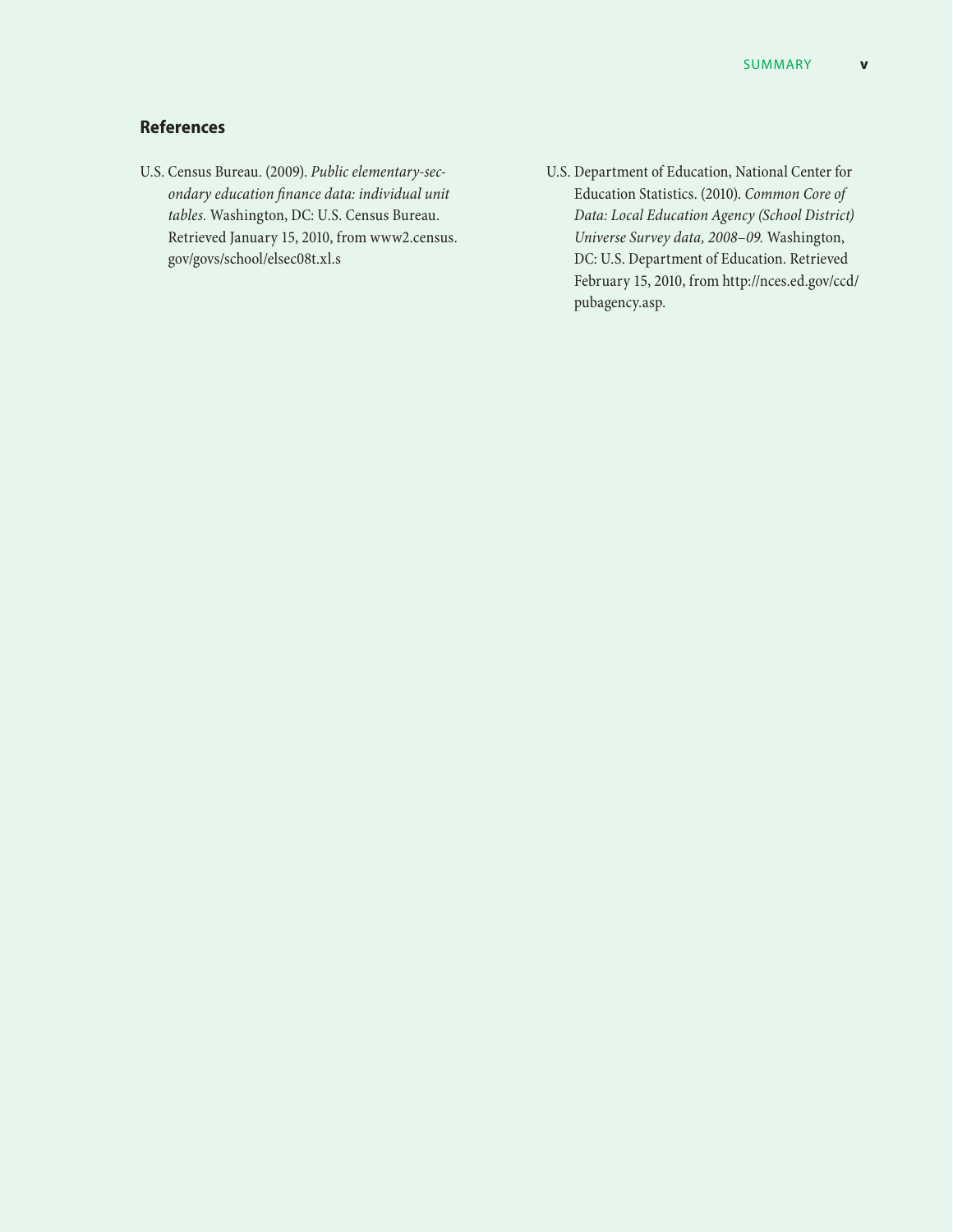## References

U.S. Census Bureau. (2009). *Public elementary-secondary education finance data: individual unit tables.* Washington, DC: U.S. Census Bureau. Retrieved January 15, 2010, from www2.census.gov/govs/school/elsec08t.xl.s

U.S. Department of Education, National Center for Education Statistics. (2010). *Common Core of Data: Local Education Agency (School District) Universe Survey data, 2008–09.* Washington, DC: U.S. Department of Education. Retrieved February 15, 2010, from http://nces.ed.gov/ccd/pubagency.asp.